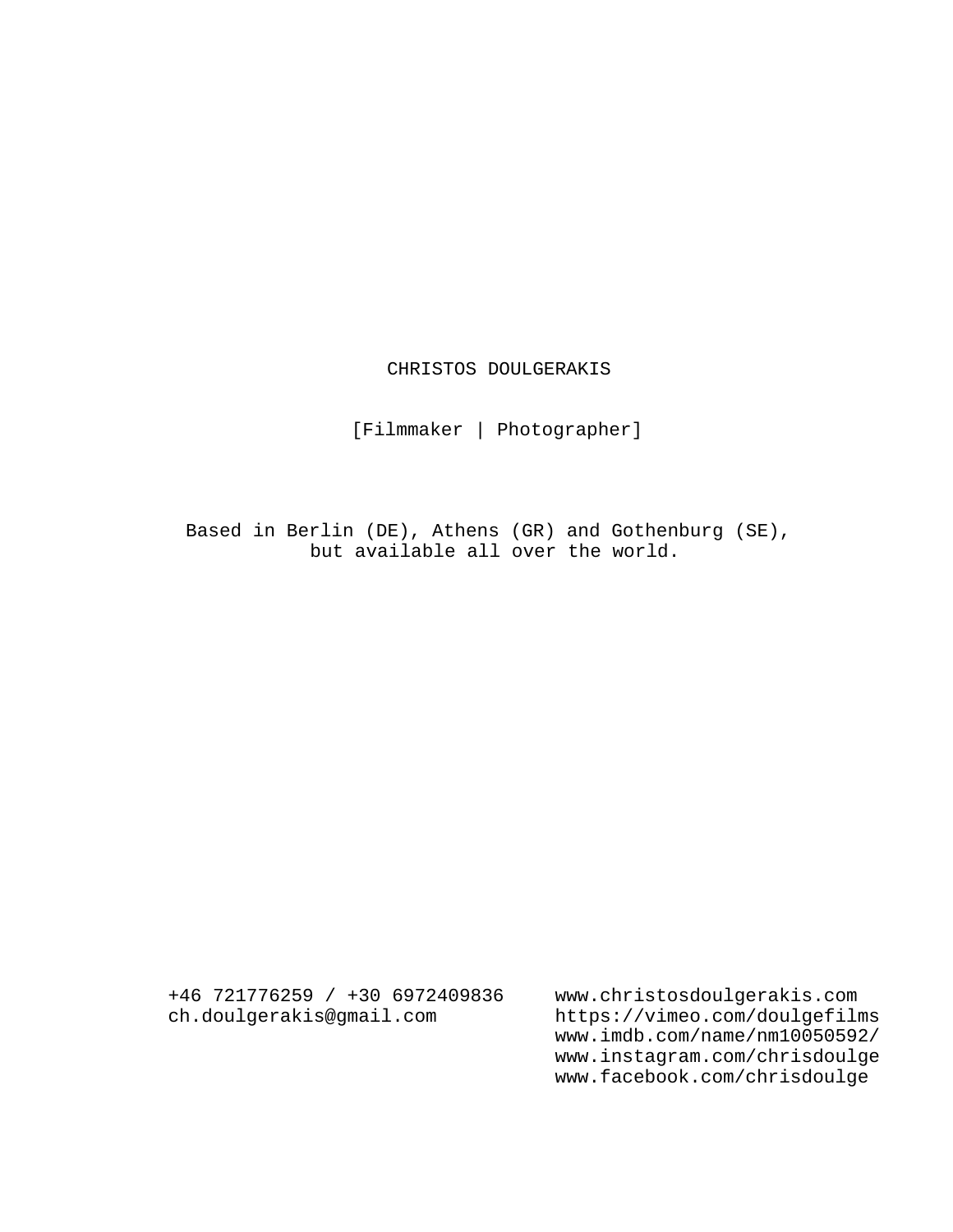# CHRISTOS DOULGERAKIS

[Filmmaker | Photographer]

Based in Berlin (DE), Athens (GR) and Gothenburg (SE),
but available all over the world.

+46 721776259 / +30 6972409836
ch.doulgerakis@gmail.com

www.christosdoulgerakis.com
https://vimeo.com/doulgefilms
www.imdb.com/name/nm10050592/
www.instagram.com/chrisdoulge
www.facebook.com/chrisdoulge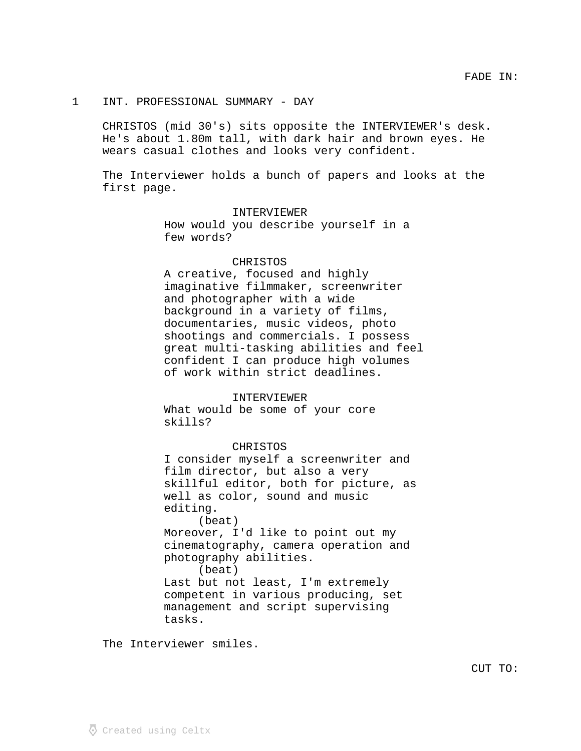FADE IN:

1 INT. PROFESSIONAL SUMMARY - DAY

CHRISTOS (mid 30's) sits opposite the INTERVIEWER's desk. He's about 1.80m tall, with dark hair and brown eyes. He wears casual clothes and looks very confident.

The Interviewer holds a bunch of papers and looks at the first page.

INTERVIEWER
How would you describe yourself in a few words?

CHRISTOS
A creative, focused and highly imaginative filmmaker, screenwriter and photographer with a wide background in a variety of films, documentaries, music videos, photo shootings and commercials. I possess great multi-tasking abilities and feel confident I can produce high volumes of work within strict deadlines.

INTERVIEWER
What would be some of your core skills?

CHRISTOS
I consider myself a screenwriter and film director, but also a very skillful editor, both for picture, as well as color, sound and music editing.
(beat)
Moreover, I'd like to point out my cinematography, camera operation and photography abilities.
(beat)
Last but not least, I'm extremely competent in various producing, set management and script supervising tasks.

The Interviewer smiles.

CUT TO:

Created using Celtx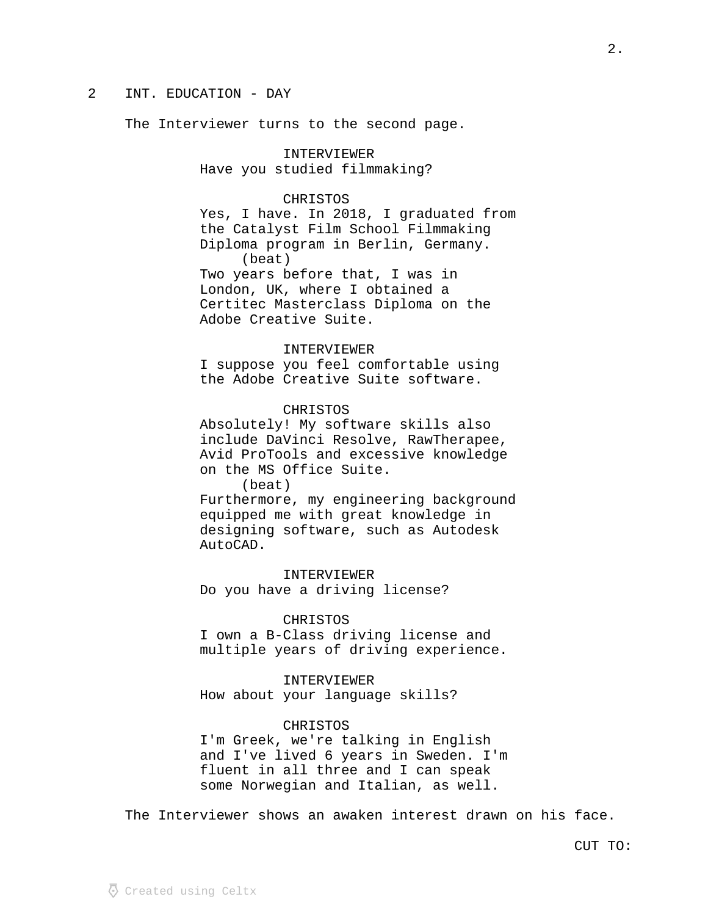## 2 INT. EDUCATION - DAY

The Interviewer turns to the second page.

**INTERVIEWER**
Have you studied filmmaking?

**CHRISTOS**
Yes, I have. In 2018, I graduated from the Catalyst Film School Filmmaking Diploma program in Berlin, Germany.
(beat)
Two years before that, I was in London, UK, where I obtained a Certitec Masterclass Diploma on the Adobe Creative Suite.

**INTERVIEWER**
I suppose you feel comfortable using the Adobe Creative Suite software.

**CHRISTOS**
Absolutely! My software skills also include DaVinci Resolve, RawTherapee, Avid ProTools and excessive knowledge on the MS Office Suite.
(beat)
Furthermore, my engineering background equipped me with great knowledge in designing software, such as Autodesk AutoCAD.

**INTERVIEWER**
Do you have a driving license?

**CHRISTOS**
I own a B-Class driving license and multiple years of driving experience.

**INTERVIEWER**
How about your language skills?

**CHRISTOS**
I'm Greek, we're talking in English and I've lived 6 years in Sweden. I'm fluent in all three and I can speak some Norwegian and Italian, as well.

The Interviewer shows an awaken interest drawn on his face.

CUT TO: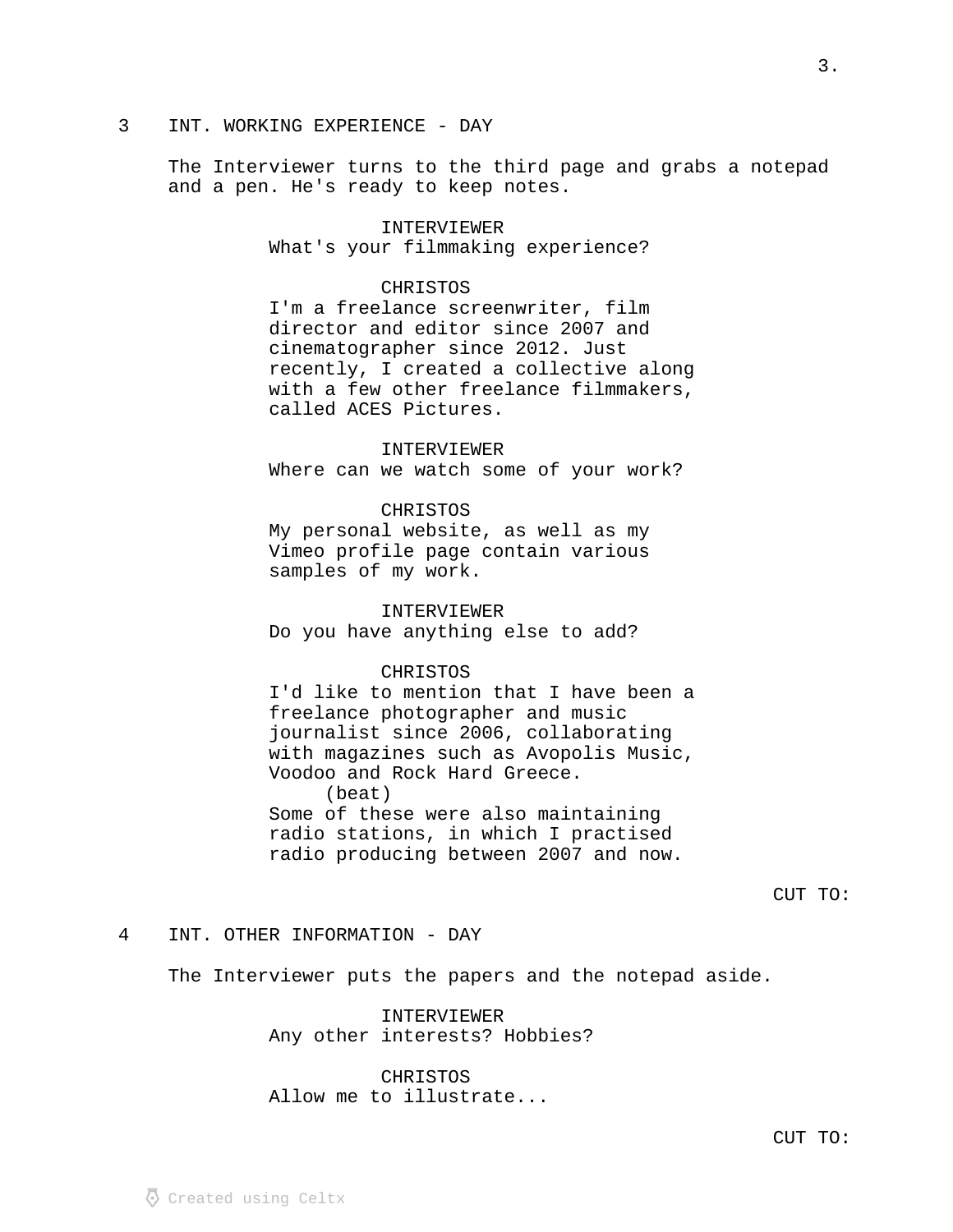3 INT. WORKING EXPERIENCE - DAY

The Interviewer turns to the third page and grabs a notepad and a pen. He's ready to keep notes.

INTERVIEWER
What's your filmmaking experience?

CHRISTOS
I'm a freelance screenwriter, film director and editor since 2007 and cinematographer since 2012. Just recently, I created a collective along with a few other freelance filmmakers, called ACES Pictures.

INTERVIEWER
Where can we watch some of your work?

CHRISTOS
My personal website, as well as my Vimeo profile page contain various samples of my work.

INTERVIEWER
Do you have anything else to add?

CHRISTOS
I'd like to mention that I have been a freelance photographer and music journalist since 2006, collaborating with magazines such as Avopolis Music, Voodoo and Rock Hard Greece.
(beat)
Some of these were also maintaining radio stations, in which I practised radio producing between 2007 and now.

CUT TO:

4 INT. OTHER INFORMATION - DAY

The Interviewer puts the papers and the notepad aside.

INTERVIEWER
Any other interests? Hobbies?

CHRISTOS
Allow me to illustrate...

CUT TO: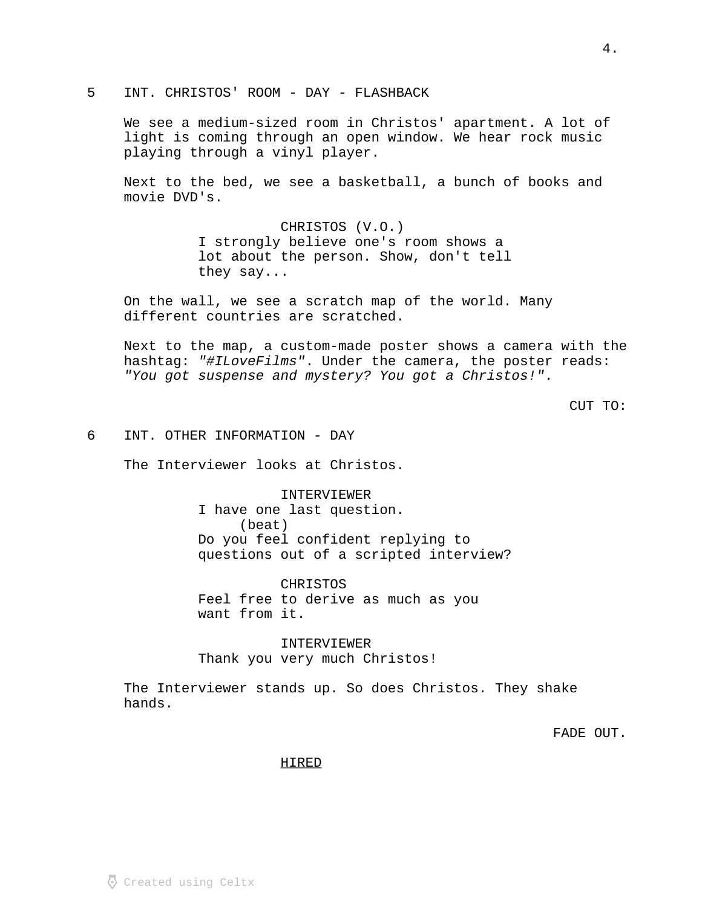5 INT. CHRISTOS' ROOM - DAY - FLASHBACK

We see a medium-sized room in Christos' apartment. A lot of light is coming through an open window. We hear rock music playing through a vinyl player.

Next to the bed, we see a basketball, a bunch of books and movie DVD's.

CHRISTOS (V.O.)
I strongly believe one's room shows a lot about the person. Show, don't tell they say...

On the wall, we see a scratch map of the world. Many different countries are scratched.

Next to the map, a custom-made poster shows a camera with the hashtag: *"#ILoveFilms"*. Under the camera, the poster reads: *"You got suspense and mystery? You got a Christos!"*.

CUT TO:

6 INT. OTHER INFORMATION - DAY

The Interviewer looks at Christos.

INTERVIEWER
I have one last question.
(beat)
Do you feel confident replying to questions out of a scripted interview?

CHRISTOS
Feel free to derive as much as you want from it.

INTERVIEWER
Thank you very much Christos!

The Interviewer stands up. So does Christos. They shake hands.

FADE OUT.

<u>HIRED</u>

Created using Celtx